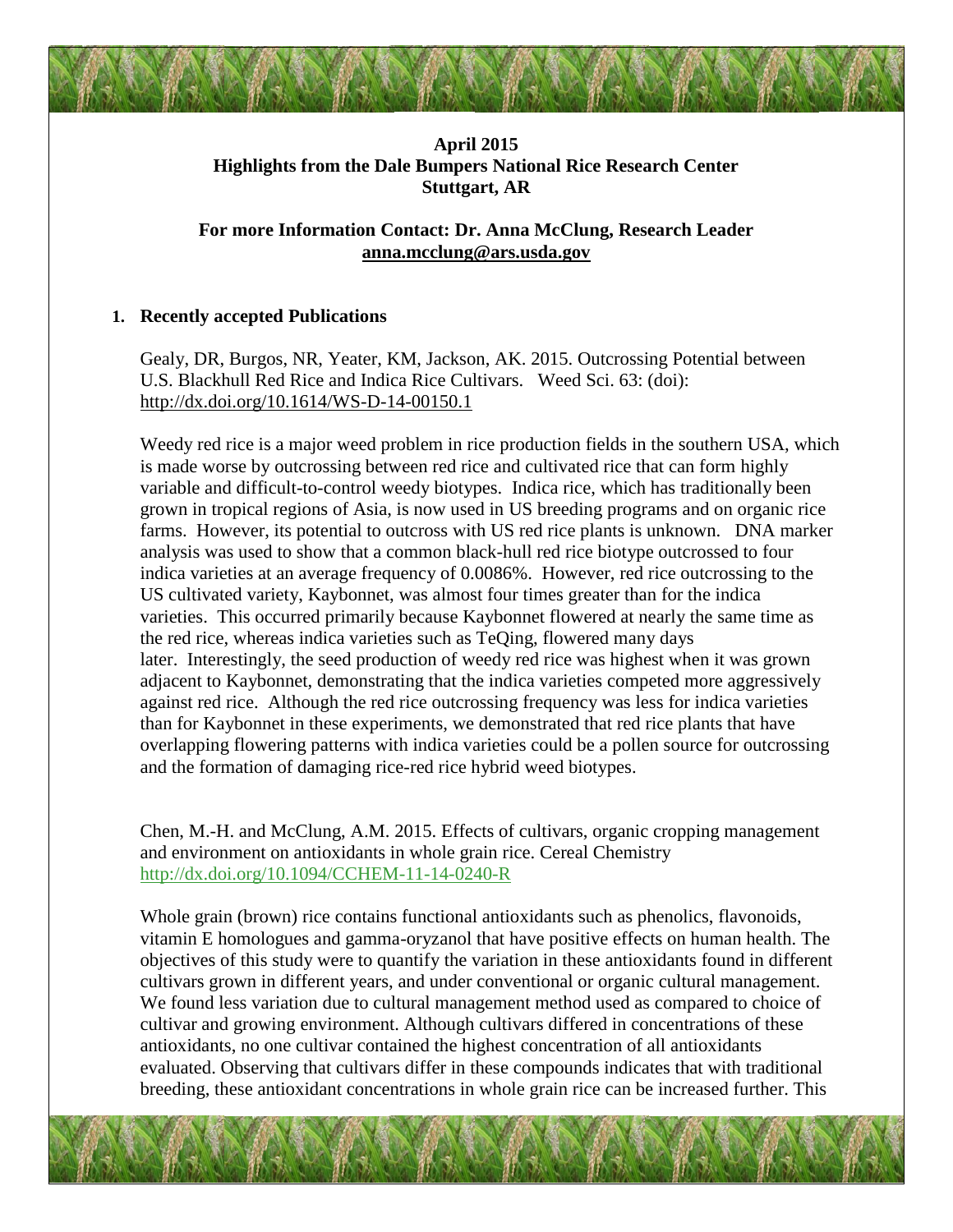**April 2015**
**Highlights from the Dale Bumpers National Rice Research Center**
**Stuttgart, AR**

**For more Information Contact: Dr. Anna McClung, Research Leader**
**anna.mcclung@ars.usda.gov**

## 1. Recently accepted Publications

Gealy, DR, Burgos, NR, Yeater, KM, Jackson, AK. 2015. Outcrossing Potential between U.S. Blackhull Red Rice and Indica Rice Cultivars. Weed Sci. 63: (doi): http://dx.doi.org/10.1614/WS-D-14-00150.1

Weedy red rice is a major weed problem in rice production fields in the southern USA, which is made worse by outcrossing between red rice and cultivated rice that can form highly variable and difficult-to-control weedy biotypes. Indica rice, which has traditionally been grown in tropical regions of Asia, is now used in US breeding programs and on organic rice farms. However, its potential to outcross with US red rice plants is unknown. DNA marker analysis was used to show that a common black-hull red rice biotype outcrossed to four indica varieties at an average frequency of 0.0086%. However, red rice outcrossing to the US cultivated variety, Kaybonnet, was almost four times greater than for the indica varieties. This occurred primarily because Kaybonnet flowered at nearly the same time as the red rice, whereas indica varieties such as TeQing, flowered many days later. Interestingly, the seed production of weedy red rice was highest when it was grown adjacent to Kaybonnet, demonstrating that the indica varieties competed more aggressively against red rice. Although the red rice outcrossing frequency was less for indica varieties than for Kaybonnet in these experiments, we demonstrated that red rice plants that have overlapping flowering patterns with indica varieties could be a pollen source for outcrossing and the formation of damaging rice-red rice hybrid weed biotypes.

Chen, M.-H. and McClung, A.M. 2015. Effects of cultivars, organic cropping management and environment on antioxidants in whole grain rice. Cereal Chemistry http://dx.doi.org/10.1094/CCHEM-11-14-0240-R

Whole grain (brown) rice contains functional antioxidants such as phenolics, flavonoids, vitamin E homologues and gamma-oryzanol that have positive effects on human health. The objectives of this study were to quantify the variation in these antioxidants found in different cultivars grown in different years, and under conventional or organic cultural management. We found less variation due to cultural management method used as compared to choice of cultivar and growing environment. Although cultivars differed in concentrations of these antioxidants, no one cultivar contained the highest concentration of all antioxidants evaluated. Observing that cultivars differ in these compounds indicates that with traditional breeding, these antioxidant concentrations in whole grain rice can be increased further. This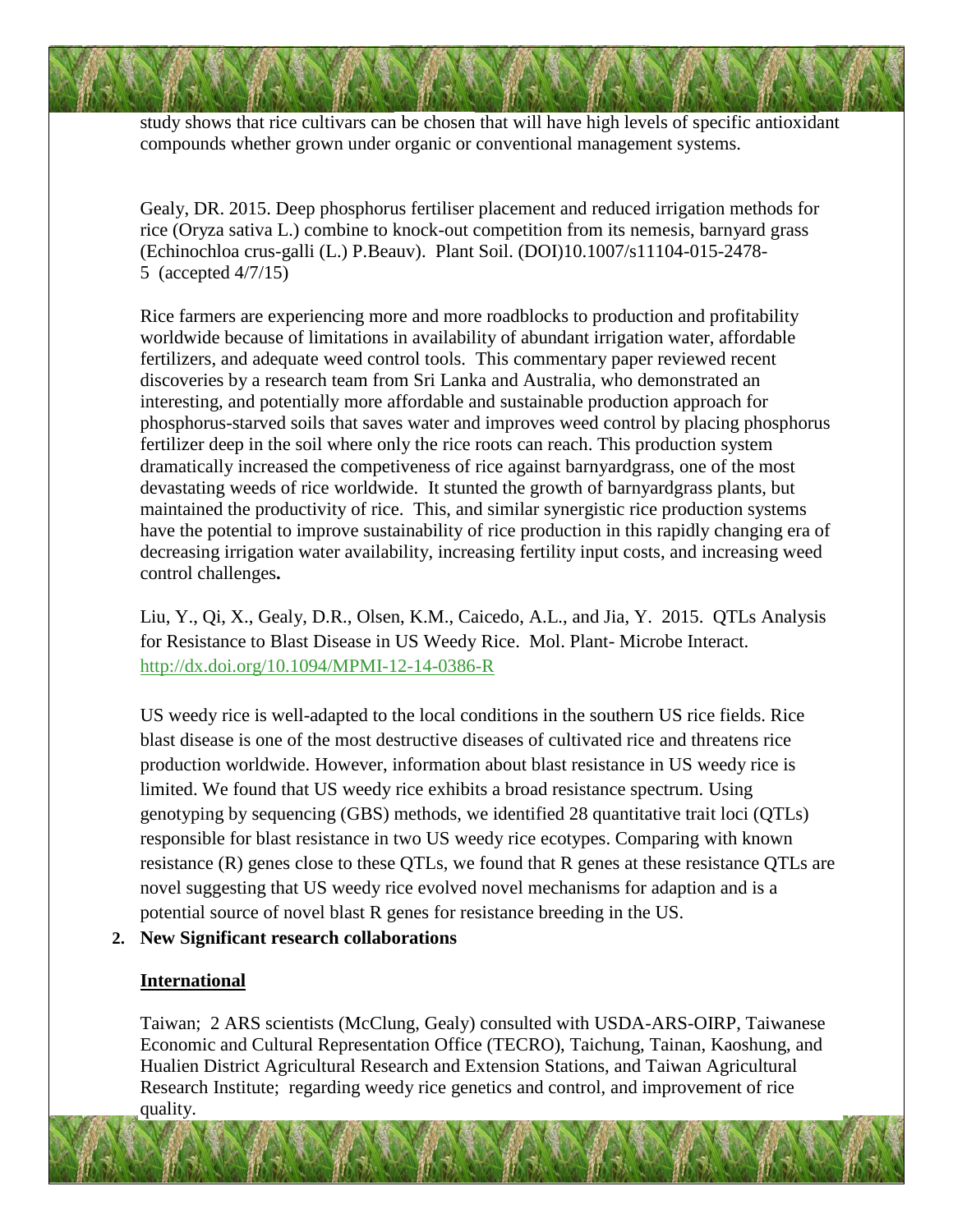study shows that rice cultivars can be chosen that will have high levels of specific antioxidant compounds whether grown under organic or conventional management systems.

Gealy, DR. 2015. Deep phosphorus fertiliser placement and reduced irrigation methods for rice (Oryza sativa L.) combine to knock-out competition from its nemesis, barnyard grass (Echinochloa crus-galli (L.) P.Beauv). Plant Soil. (DOI)10.1007/s11104-015-2478-5 (accepted 4/7/15)

Rice farmers are experiencing more and more roadblocks to production and profitability worldwide because of limitations in availability of abundant irrigation water, affordable fertilizers, and adequate weed control tools. This commentary paper reviewed recent discoveries by a research team from Sri Lanka and Australia, who demonstrated an interesting, and potentially more affordable and sustainable production approach for phosphorus-starved soils that saves water and improves weed control by placing phosphorus fertilizer deep in the soil where only the rice roots can reach. This production system dramatically increased the competiveness of rice against barnyardgrass, one of the most devastating weeds of rice worldwide. It stunted the growth of barnyardgrass plants, but maintained the productivity of rice. This, and similar synergistic rice production systems have the potential to improve sustainability of rice production in this rapidly changing era of decreasing irrigation water availability, increasing fertility input costs, and increasing weed control challenges**.**

Liu, Y., Qi, X., Gealy, D.R., Olsen, K.M., Caicedo, A.L., and Jia, Y. 2015. QTLs Analysis for Resistance to Blast Disease in US Weedy Rice. Mol. Plant- Microbe Interact. http://dx.doi.org/10.1094/MPMI-12-14-0386-R

US weedy rice is well-adapted to the local conditions in the southern US rice fields. Rice blast disease is one of the most destructive diseases of cultivated rice and threatens rice production worldwide. However, information about blast resistance in US weedy rice is limited. We found that US weedy rice exhibits a broad resistance spectrum. Using genotyping by sequencing (GBS) methods, we identified 28 quantitative trait loci (QTLs) responsible for blast resistance in two US weedy rice ecotypes. Comparing with known resistance (R) genes close to these QTLs, we found that R genes at these resistance QTLs are novel suggesting that US weedy rice evolved novel mechanisms for adaption and is a potential source of novel blast R genes for resistance breeding in the US.

**2. New Significant research collaborations**

**International**

Taiwan; 2 ARS scientists (McClung, Gealy) consulted with USDA-ARS-OIRP, Taiwanese Economic and Cultural Representation Office (TECRO), Taichung, Tainan, Kaoshung, and Hualien District Agricultural Research and Extension Stations, and Taiwan Agricultural Research Institute; regarding weedy rice genetics and control, and improvement of rice quality.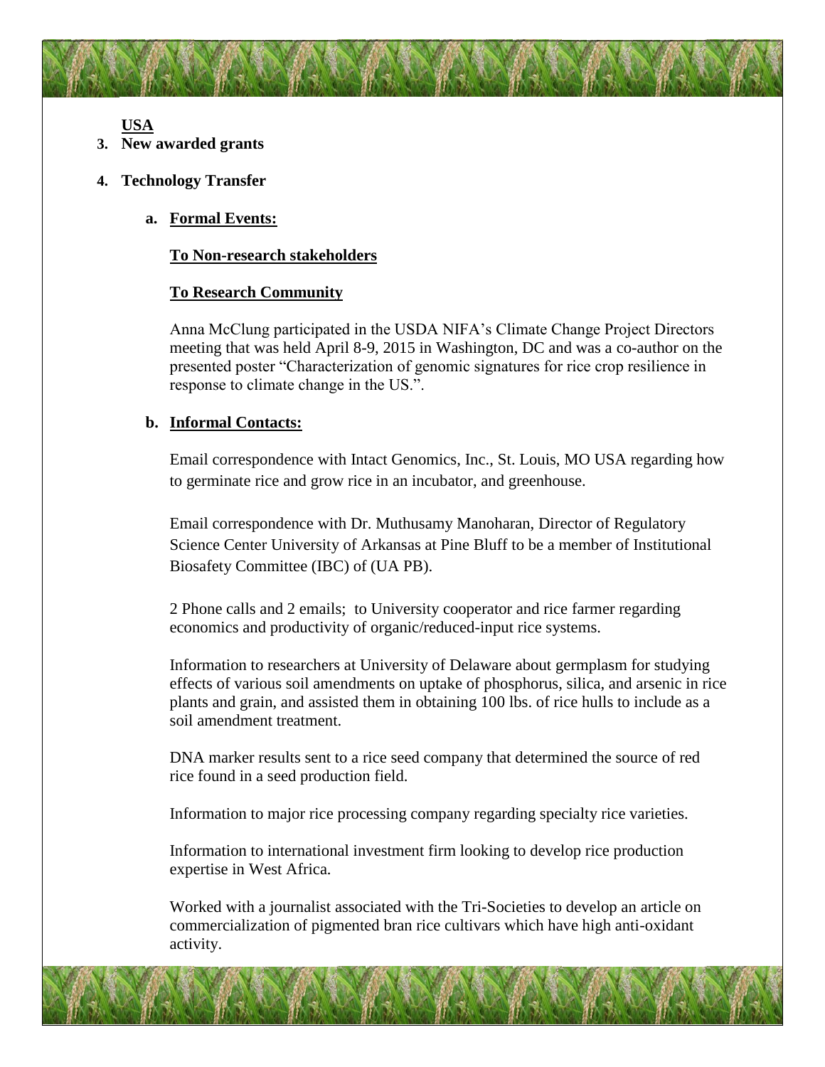**USA**

3. **New awarded grants**

4. **Technology Transfer**

   a. **Formal Events:**

   **To Non-research stakeholders**

   **To Research Community**

   Anna McClung participated in the USDA NIFA's Climate Change Project Directors meeting that was held April 8-9, 2015 in Washington, DC and was a co-author on the presented poster "Characterization of genomic signatures for rice crop resilience in response to climate change in the US.".

   b. **Informal Contacts:**

   Email correspondence with Intact Genomics, Inc., St. Louis, MO USA regarding how to germinate rice and grow rice in an incubator, and greenhouse.

   Email correspondence with Dr. Muthusamy Manoharan, Director of Regulatory Science Center University of Arkansas at Pine Bluff to be a member of Institutional Biosafety Committee (IBC) of (UA PB).

   2 Phone calls and 2 emails; to University cooperator and rice farmer regarding economics and productivity of organic/reduced-input rice systems.

   Information to researchers at University of Delaware about germplasm for studying effects of various soil amendments on uptake of phosphorus, silica, and arsenic in rice plants and grain, and assisted them in obtaining 100 lbs. of rice hulls to include as a soil amendment treatment.

   DNA marker results sent to a rice seed company that determined the source of red rice found in a seed production field.

   Information to major rice processing company regarding specialty rice varieties.

   Information to international investment firm looking to develop rice production expertise in West Africa.

   Worked with a journalist associated with the Tri-Societies to develop an article on commercialization of pigmented bran rice cultivars which have high anti-oxidant activity.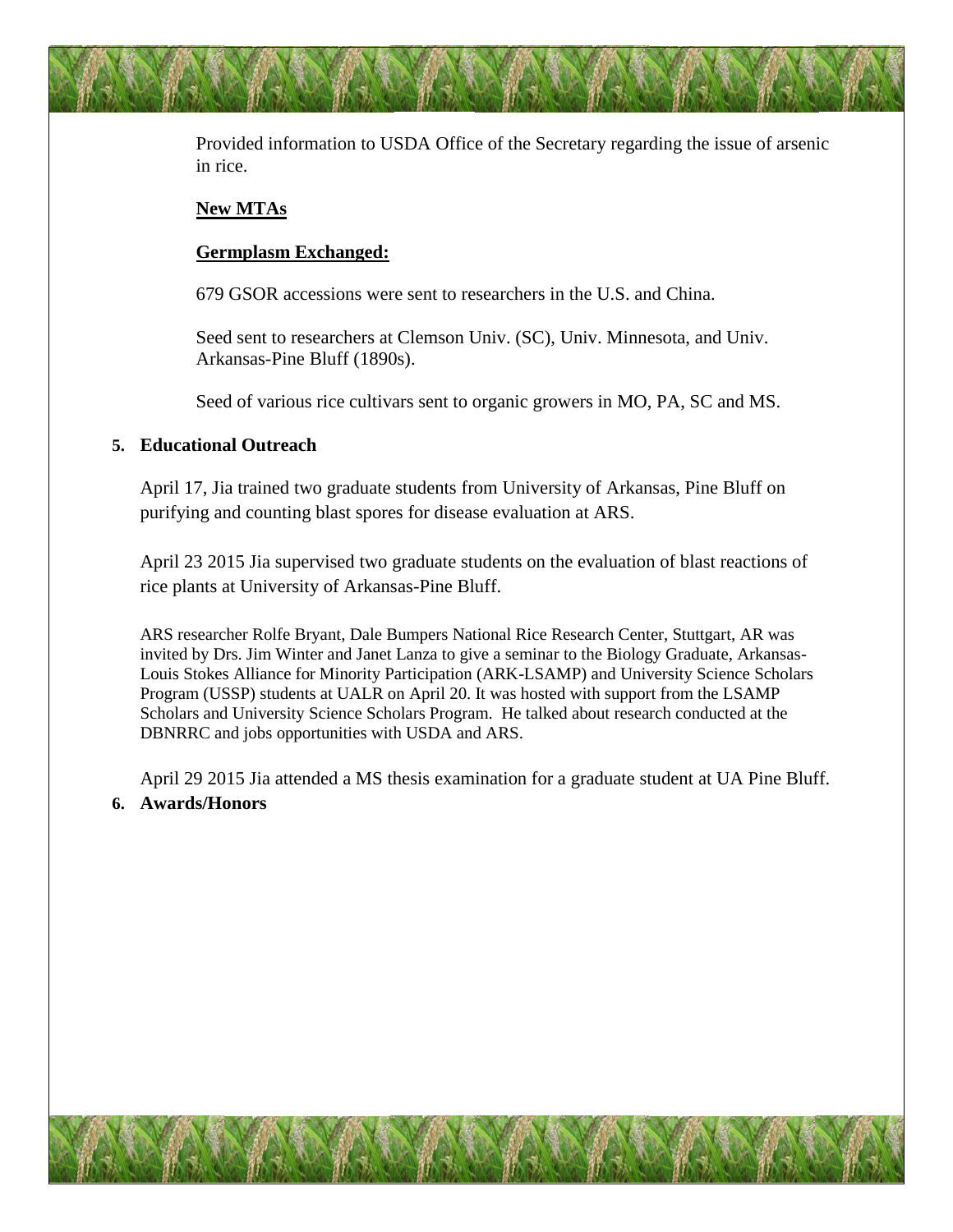Provided information to USDA Office of the Secretary regarding the issue of arsenic in rice.

**New MTAs**

**Germplasm Exchanged:**

679 GSOR accessions were sent to researchers in the U.S. and China.

Seed sent to researchers at Clemson Univ. (SC), Univ. Minnesota, and Univ. Arkansas-Pine Bluff (1890s).

Seed of various rice cultivars sent to organic growers in MO, PA, SC and MS.

**5. Educational Outreach**

April 17, Jia trained two graduate students from University of Arkansas, Pine Bluff on purifying and counting blast spores for disease evaluation at ARS.

April 23 2015 Jia supervised two graduate students on the evaluation of blast reactions of rice plants at University of Arkansas-Pine Bluff.

ARS researcher Rolfe Bryant, Dale Bumpers National Rice Research Center, Stuttgart, AR was invited by Drs. Jim Winter and Janet Lanza to give a seminar to the Biology Graduate, Arkansas-Louis Stokes Alliance for Minority Participation (ARK-LSAMP) and University Science Scholars Program (USSP) students at UALR on April 20. It was hosted with support from the LSAMP Scholars and University Science Scholars Program. He talked about research conducted at the DBNRRC and jobs opportunities with USDA and ARS.

April 29 2015 Jia attended a MS thesis examination for a graduate student at UA Pine Bluff.

**6. Awards/Honors**